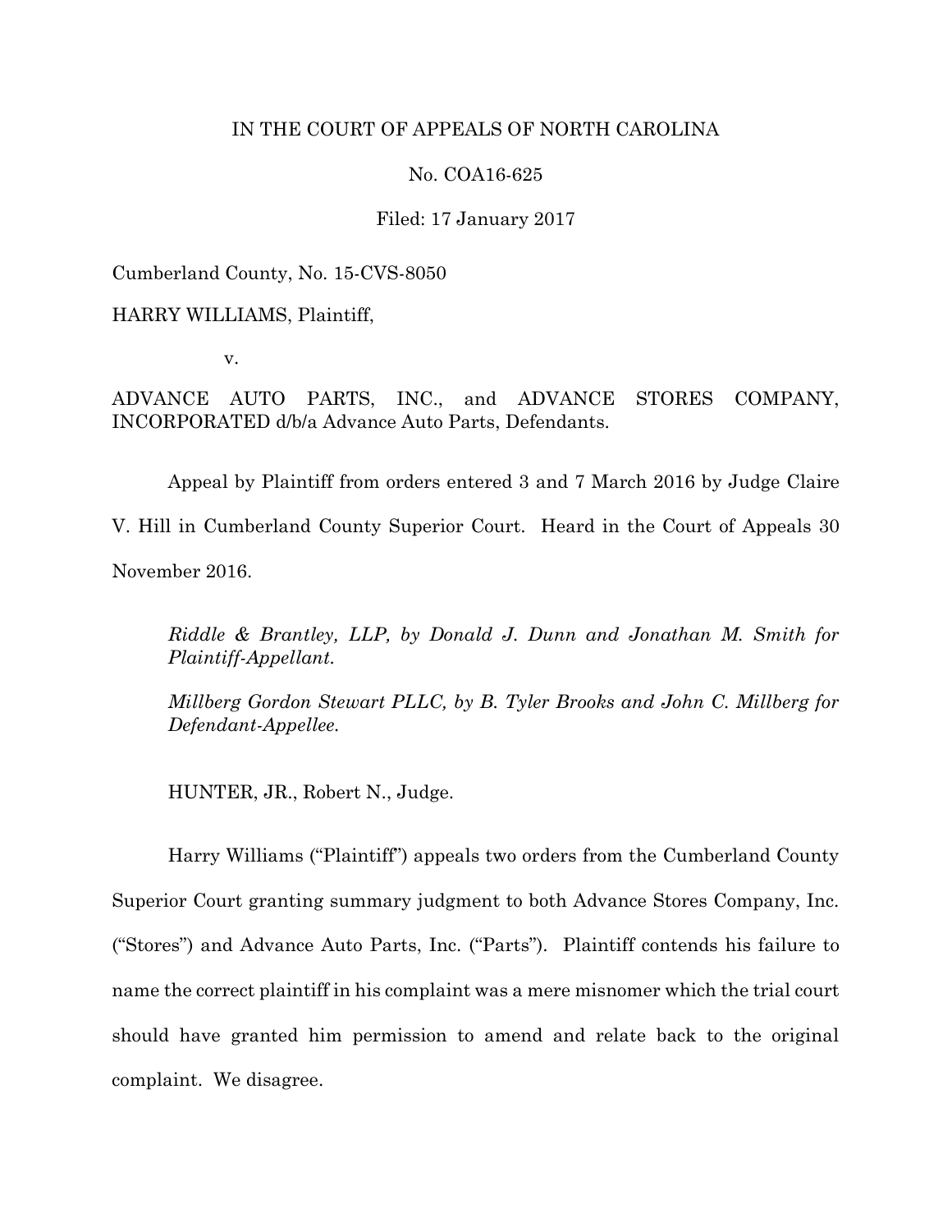IN THE COURT OF APPEALS OF NORTH CAROLINA

No. COA16-625

Filed: 17 January 2017

Cumberland County, No. 15-CVS-8050

HARRY WILLIAMS, Plaintiff,

v.

ADVANCE AUTO PARTS, INC., and ADVANCE STORES COMPANY, INCORPORATED d/b/a Advance Auto Parts, Defendants.

Appeal by Plaintiff from orders entered 3 and 7 March 2016 by Judge Claire V. Hill in Cumberland County Superior Court. Heard in the Court of Appeals 30 November 2016.

*Riddle & Brantley, LLP, by Donald J. Dunn and Jonathan M. Smith for Plaintiff-Appellant.*

*Millberg Gordon Stewart PLLC, by B. Tyler Brooks and John C. Millberg for Defendant-Appellee.*

HUNTER, JR., Robert N., Judge.

Harry Williams ("Plaintiff") appeals two orders from the Cumberland County Superior Court granting summary judgment to both Advance Stores Company, Inc. ("Stores") and Advance Auto Parts, Inc. ("Parts"). Plaintiff contends his failure to name the correct plaintiff in his complaint was a mere misnomer which the trial court should have granted him permission to amend and relate back to the original complaint. We disagree.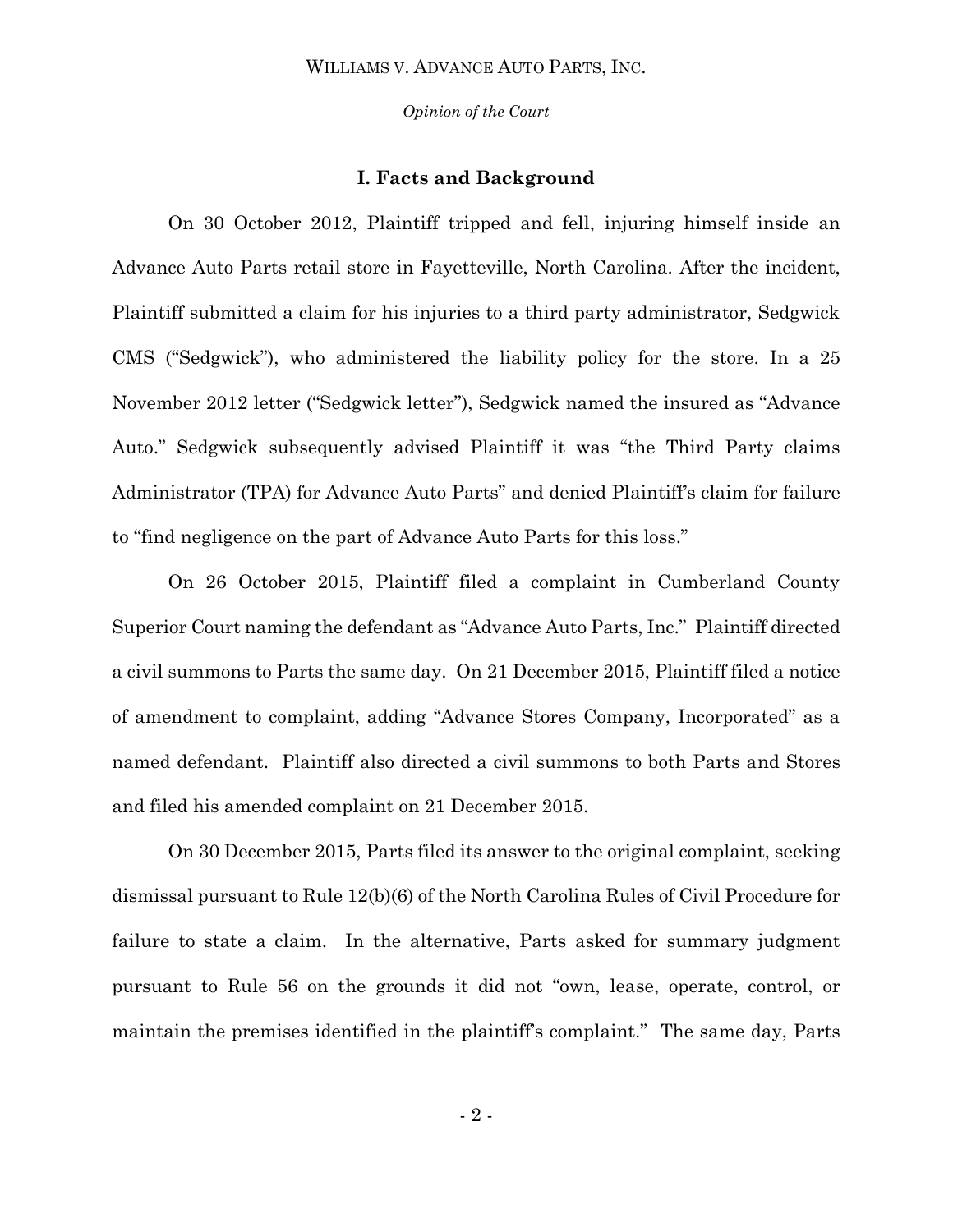## I. Facts and Background

On 30 October 2012, Plaintiff tripped and fell, injuring himself inside an Advance Auto Parts retail store in Fayetteville, North Carolina. After the incident, Plaintiff submitted a claim for his injuries to a third party administrator, Sedgwick CMS ("Sedgwick"), who administered the liability policy for the store. In a 25 November 2012 letter ("Sedgwick letter"), Sedgwick named the insured as "Advance Auto." Sedgwick subsequently advised Plaintiff it was "the Third Party claims Administrator (TPA) for Advance Auto Parts" and denied Plaintiff's claim for failure to "find negligence on the part of Advance Auto Parts for this loss."

On 26 October 2015, Plaintiff filed a complaint in Cumberland County Superior Court naming the defendant as "Advance Auto Parts, Inc." Plaintiff directed a civil summons to Parts the same day. On 21 December 2015, Plaintiff filed a notice of amendment to complaint, adding "Advance Stores Company, Incorporated" as a named defendant. Plaintiff also directed a civil summons to both Parts and Stores and filed his amended complaint on 21 December 2015.

On 30 December 2015, Parts filed its answer to the original complaint, seeking dismissal pursuant to Rule 12(b)(6) of the North Carolina Rules of Civil Procedure for failure to state a claim. In the alternative, Parts asked for summary judgment pursuant to Rule 56 on the grounds it did not "own, lease, operate, control, or maintain the premises identified in the plaintiff's complaint." The same day, Parts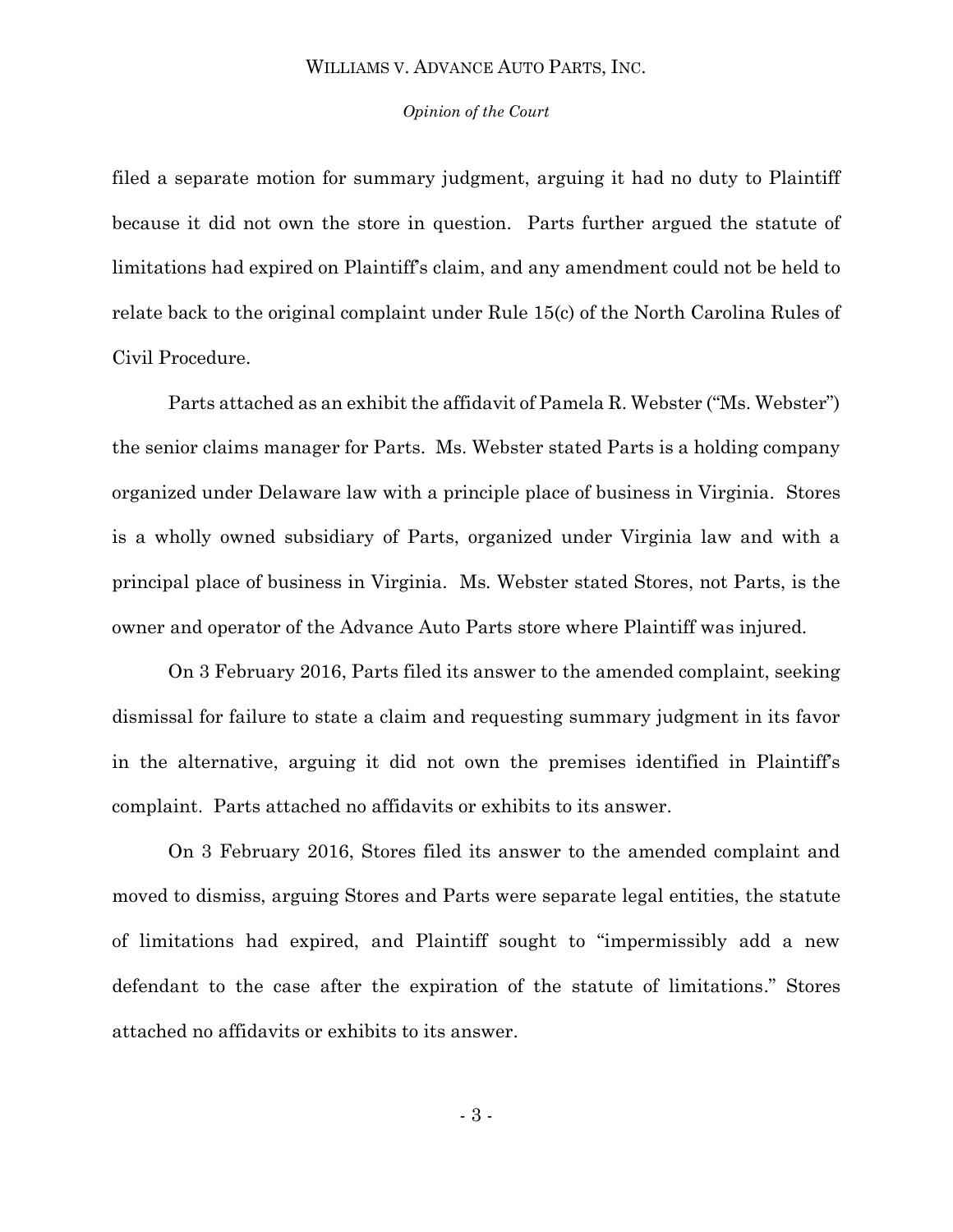filed a separate motion for summary judgment, arguing it had no duty to Plaintiff because it did not own the store in question. Parts further argued the statute of limitations had expired on Plaintiff's claim, and any amendment could not be held to relate back to the original complaint under Rule 15(c) of the North Carolina Rules of Civil Procedure.

Parts attached as an exhibit the affidavit of Pamela R. Webster ("Ms. Webster") the senior claims manager for Parts. Ms. Webster stated Parts is a holding company organized under Delaware law with a principle place of business in Virginia. Stores is a wholly owned subsidiary of Parts, organized under Virginia law and with a principal place of business in Virginia. Ms. Webster stated Stores, not Parts, is the owner and operator of the Advance Auto Parts store where Plaintiff was injured.

On 3 February 2016, Parts filed its answer to the amended complaint, seeking dismissal for failure to state a claim and requesting summary judgment in its favor in the alternative, arguing it did not own the premises identified in Plaintiff's complaint. Parts attached no affidavits or exhibits to its answer.

On 3 February 2016, Stores filed its answer to the amended complaint and moved to dismiss, arguing Stores and Parts were separate legal entities, the statute of limitations had expired, and Plaintiff sought to "impermissibly add a new defendant to the case after the expiration of the statute of limitations." Stores attached no affidavits or exhibits to its answer.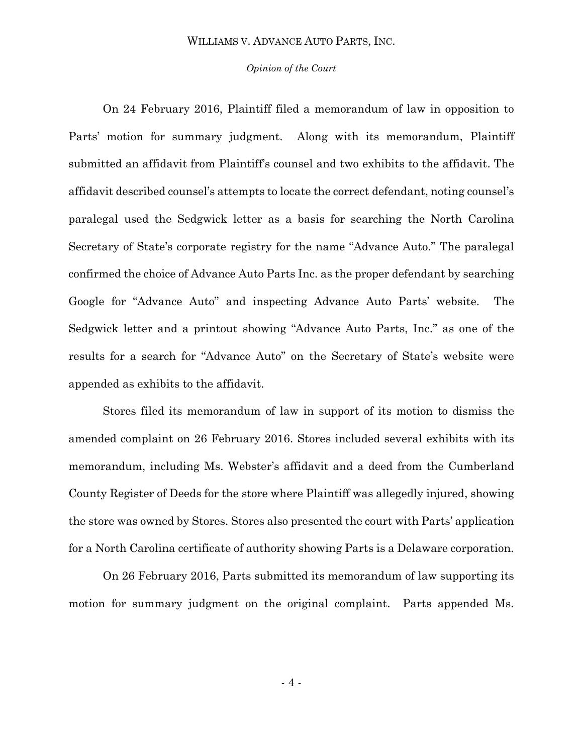On 24 February 2016, Plaintiff filed a memorandum of law in opposition to Parts' motion for summary judgment. Along with its memorandum, Plaintiff submitted an affidavit from Plaintiff's counsel and two exhibits to the affidavit. The affidavit described counsel's attempts to locate the correct defendant, noting counsel's paralegal used the Sedgwick letter as a basis for searching the North Carolina Secretary of State's corporate registry for the name "Advance Auto." The paralegal confirmed the choice of Advance Auto Parts Inc. as the proper defendant by searching Google for "Advance Auto" and inspecting Advance Auto Parts' website. The Sedgwick letter and a printout showing "Advance Auto Parts, Inc." as one of the results for a search for "Advance Auto" on the Secretary of State's website were appended as exhibits to the affidavit.

Stores filed its memorandum of law in support of its motion to dismiss the amended complaint on 26 February 2016. Stores included several exhibits with its memorandum, including Ms. Webster's affidavit and a deed from the Cumberland County Register of Deeds for the store where Plaintiff was allegedly injured, showing the store was owned by Stores. Stores also presented the court with Parts' application for a North Carolina certificate of authority showing Parts is a Delaware corporation.

On 26 February 2016, Parts submitted its memorandum of law supporting its motion for summary judgment on the original complaint. Parts appended Ms.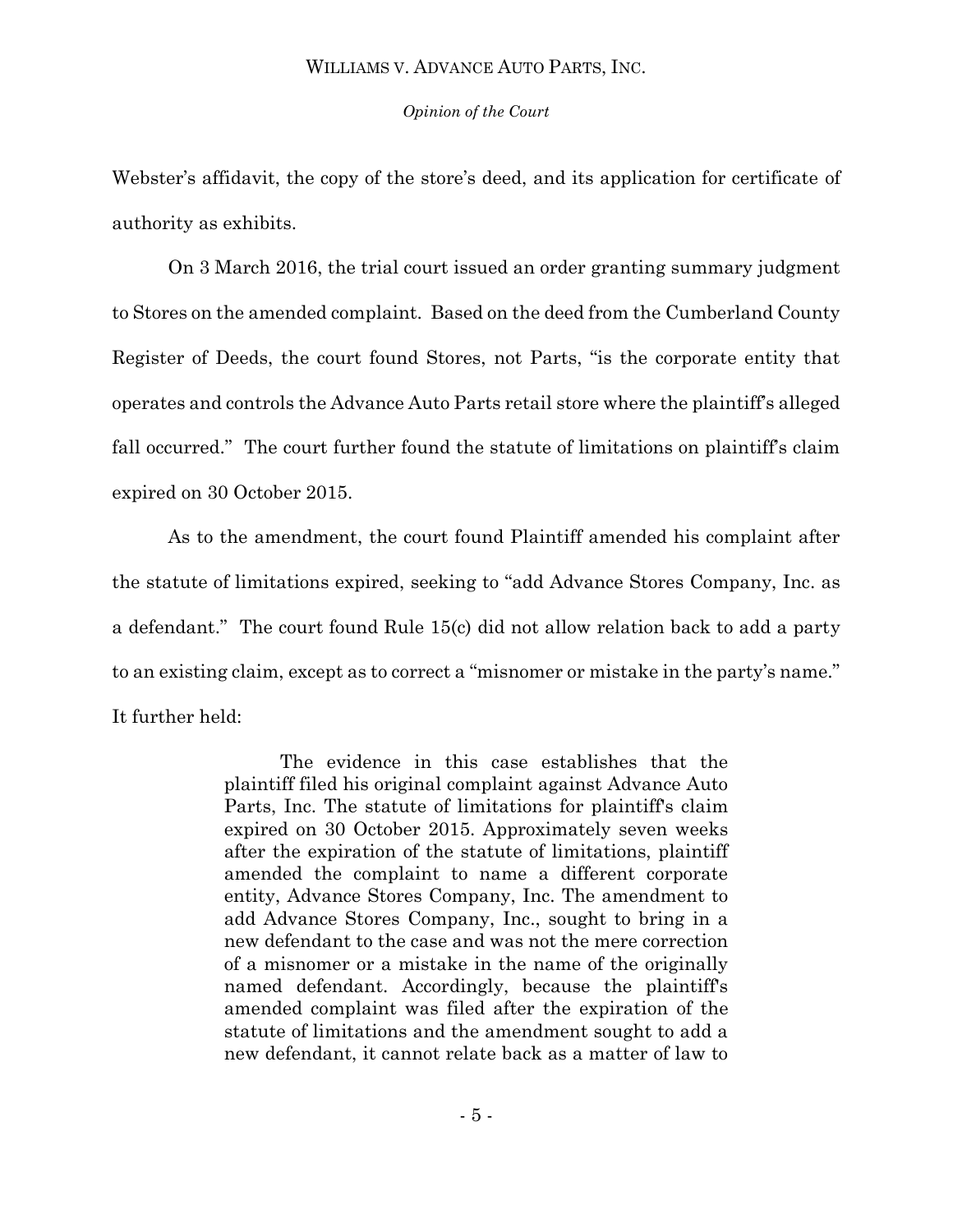Webster's affidavit, the copy of the store's deed, and its application for certificate of authority as exhibits.

On 3 March 2016, the trial court issued an order granting summary judgment to Stores on the amended complaint. Based on the deed from the Cumberland County Register of Deeds, the court found Stores, not Parts, "is the corporate entity that operates and controls the Advance Auto Parts retail store where the plaintiff's alleged fall occurred." The court further found the statute of limitations on plaintiff's claim expired on 30 October 2015.

As to the amendment, the court found Plaintiff amended his complaint after the statute of limitations expired, seeking to "add Advance Stores Company, Inc. as a defendant." The court found Rule 15(c) did not allow relation back to add a party to an existing claim, except as to correct a "misnomer or mistake in the party's name." It further held:

> The evidence in this case establishes that the plaintiff filed his original complaint against Advance Auto Parts, Inc. The statute of limitations for plaintiff's claim expired on 30 October 2015. Approximately seven weeks after the expiration of the statute of limitations, plaintiff amended the complaint to name a different corporate entity, Advance Stores Company, Inc. The amendment to add Advance Stores Company, Inc., sought to bring in a new defendant to the case and was not the mere correction of a misnomer or a mistake in the name of the originally named defendant. Accordingly, because the plaintiff's amended complaint was filed after the expiration of the statute of limitations and the amendment sought to add a new defendant, it cannot relate back as a matter of law to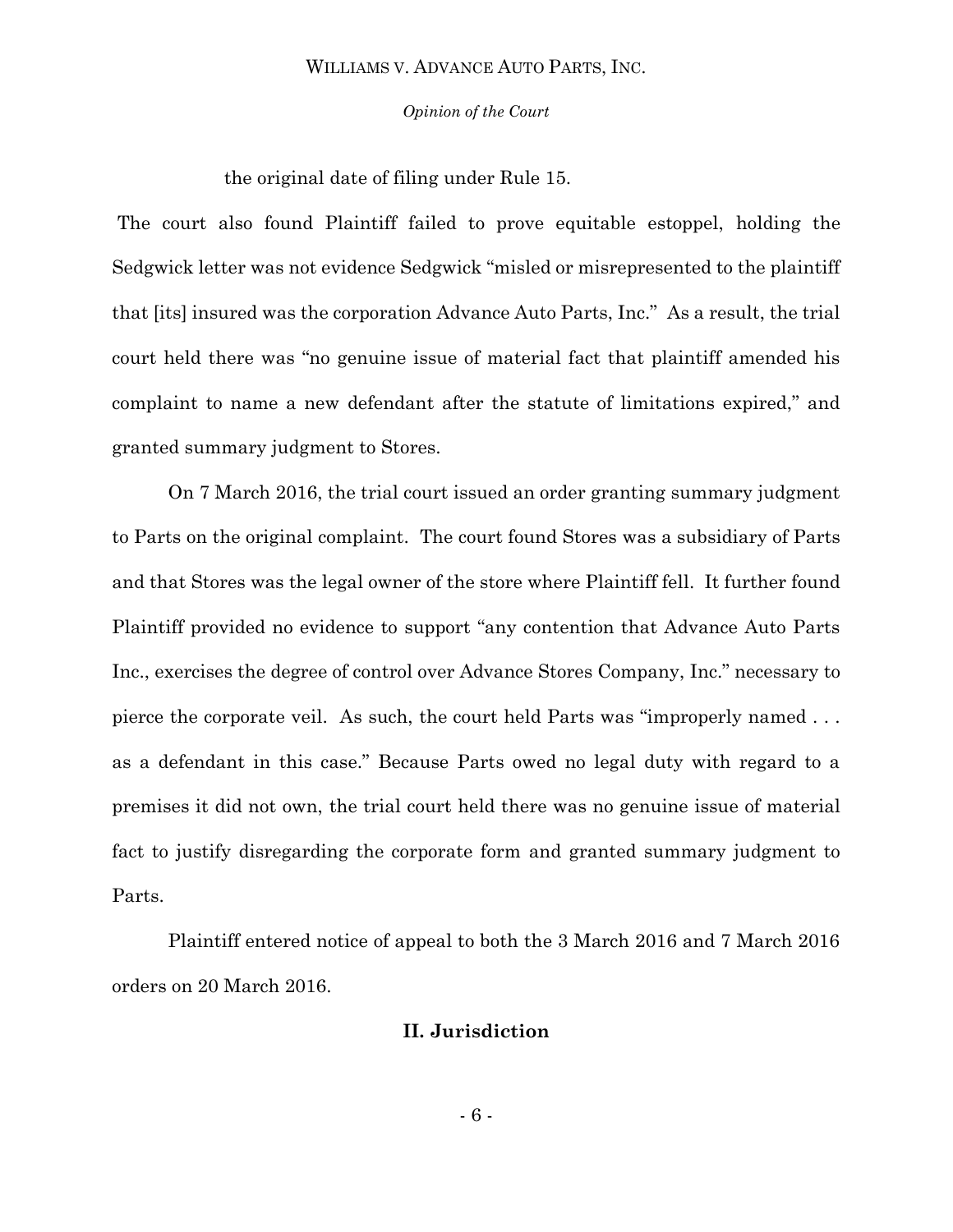the original date of filing under Rule 15.

The court also found Plaintiff failed to prove equitable estoppel, holding the Sedgwick letter was not evidence Sedgwick "misled or misrepresented to the plaintiff that [its] insured was the corporation Advance Auto Parts, Inc." As a result, the trial court held there was "no genuine issue of material fact that plaintiff amended his complaint to name a new defendant after the statute of limitations expired," and granted summary judgment to Stores.

On 7 March 2016, the trial court issued an order granting summary judgment to Parts on the original complaint. The court found Stores was a subsidiary of Parts and that Stores was the legal owner of the store where Plaintiff fell. It further found Plaintiff provided no evidence to support "any contention that Advance Auto Parts Inc., exercises the degree of control over Advance Stores Company, Inc." necessary to pierce the corporate veil. As such, the court held Parts was "improperly named . . . as a defendant in this case." Because Parts owed no legal duty with regard to a premises it did not own, the trial court held there was no genuine issue of material fact to justify disregarding the corporate form and granted summary judgment to Parts.

Plaintiff entered notice of appeal to both the 3 March 2016 and 7 March 2016 orders on 20 March 2016.

## II. Jurisdiction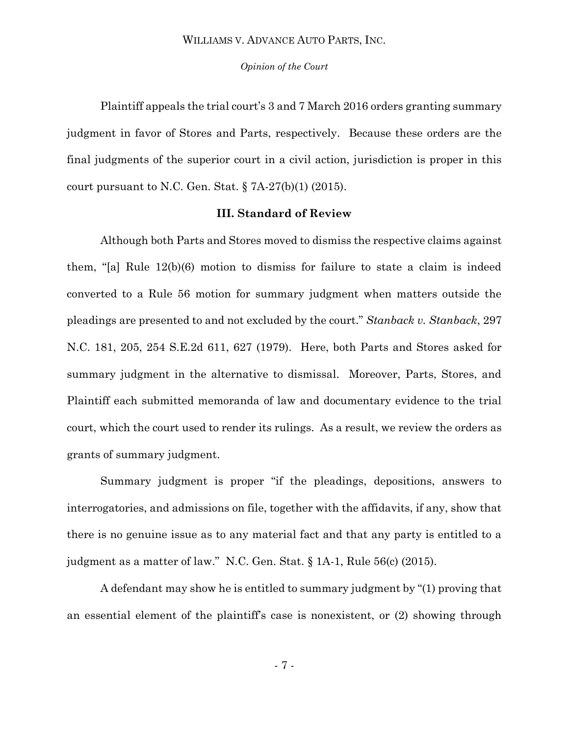Plaintiff appeals the trial court's 3 and 7 March 2016 orders granting summary judgment in favor of Stores and Parts, respectively. Because these orders are the final judgments of the superior court in a civil action, jurisdiction is proper in this court pursuant to N.C. Gen. Stat. § 7A-27(b)(1) (2015).

### III. Standard of Review

Although both Parts and Stores moved to dismiss the respective claims against them, "[a] Rule 12(b)(6) motion to dismiss for failure to state a claim is indeed converted to a Rule 56 motion for summary judgment when matters outside the pleadings are presented to and not excluded by the court." *Stanback v. Stanback*, 297 N.C. 181, 205, 254 S.E.2d 611, 627 (1979). Here, both Parts and Stores asked for summary judgment in the alternative to dismissal. Moreover, Parts, Stores, and Plaintiff each submitted memoranda of law and documentary evidence to the trial court, which the court used to render its rulings. As a result, we review the orders as grants of summary judgment.

Summary judgment is proper "if the pleadings, depositions, answers to interrogatories, and admissions on file, together with the affidavits, if any, show that there is no genuine issue as to any material fact and that any party is entitled to a judgment as a matter of law." N.C. Gen. Stat. § 1A-1, Rule 56(c) (2015).

A defendant may show he is entitled to summary judgment by "(1) proving that an essential element of the plaintiff's case is nonexistent, or (2) showing through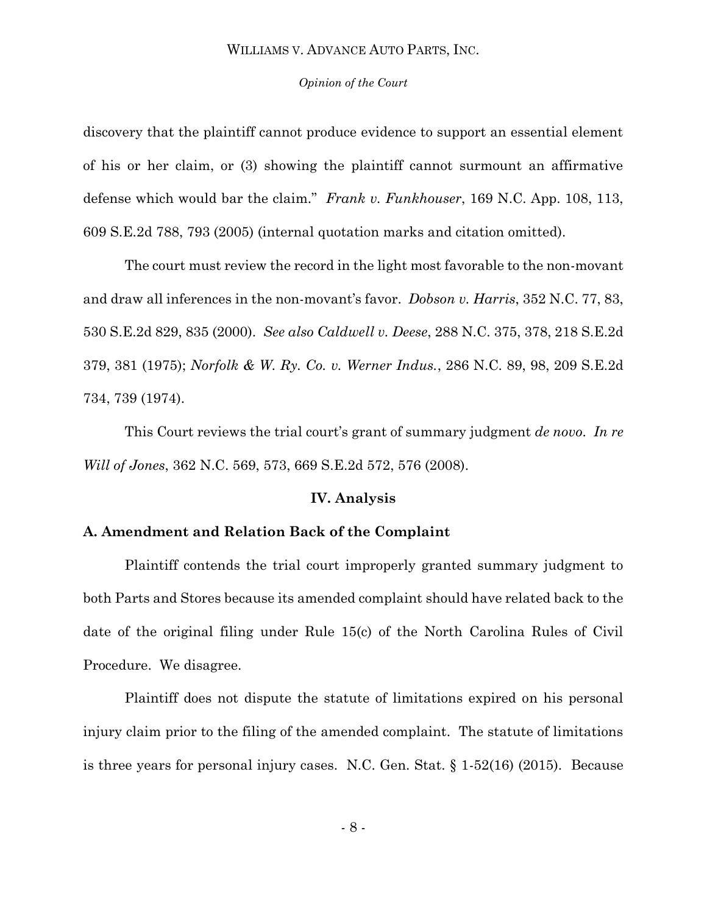discovery that the plaintiff cannot produce evidence to support an essential element of his or her claim, or (3) showing the plaintiff cannot surmount an affirmative defense which would bar the claim." *Frank v. Funkhouser*, 169 N.C. App. 108, 113, 609 S.E.2d 788, 793 (2005) (internal quotation marks and citation omitted).

The court must review the record in the light most favorable to the non-movant and draw all inferences in the non-movant's favor. *Dobson v. Harris*, 352 N.C. 77, 83, 530 S.E.2d 829, 835 (2000). *See also Caldwell v. Deese*, 288 N.C. 375, 378, 218 S.E.2d 379, 381 (1975); *Norfolk & W. Ry. Co. v. Werner Indus.*, 286 N.C. 89, 98, 209 S.E.2d 734, 739 (1974).

This Court reviews the trial court's grant of summary judgment *de novo*. *In re Will of Jones*, 362 N.C. 569, 573, 669 S.E.2d 572, 576 (2008).

## IV. Analysis

### A. Amendment and Relation Back of the Complaint

Plaintiff contends the trial court improperly granted summary judgment to both Parts and Stores because its amended complaint should have related back to the date of the original filing under Rule 15(c) of the North Carolina Rules of Civil Procedure. We disagree.

Plaintiff does not dispute the statute of limitations expired on his personal injury claim prior to the filing of the amended complaint. The statute of limitations is three years for personal injury cases. N.C. Gen. Stat. § 1-52(16) (2015). Because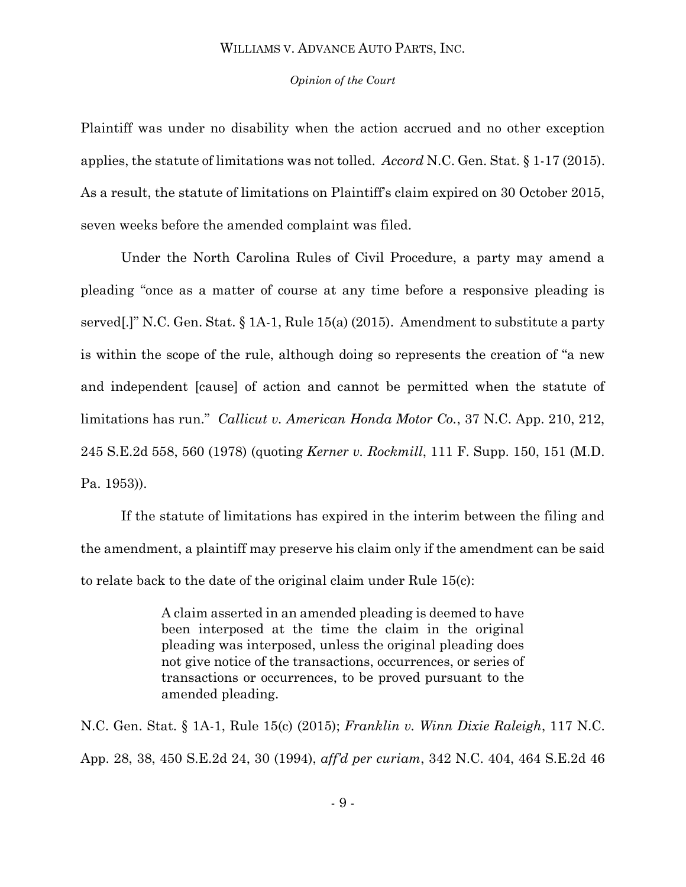Plaintiff was under no disability when the action accrued and no other exception applies, the statute of limitations was not tolled. *Accord* N.C. Gen. Stat. § 1-17 (2015). As a result, the statute of limitations on Plaintiff's claim expired on 30 October 2015, seven weeks before the amended complaint was filed.

Under the North Carolina Rules of Civil Procedure, a party may amend a pleading "once as a matter of course at any time before a responsive pleading is served[.]" N.C. Gen. Stat. § 1A-1, Rule 15(a) (2015). Amendment to substitute a party is within the scope of the rule, although doing so represents the creation of "a new and independent [cause] of action and cannot be permitted when the statute of limitations has run." *Callicut v. American Honda Motor Co.*, 37 N.C. App. 210, 212, 245 S.E.2d 558, 560 (1978) (quoting *Kerner v. Rockmill*, 111 F. Supp. 150, 151 (M.D. Pa. 1953)).

If the statute of limitations has expired in the interim between the filing and the amendment, a plaintiff may preserve his claim only if the amendment can be said to relate back to the date of the original claim under Rule 15(c):

> A claim asserted in an amended pleading is deemed to have been interposed at the time the claim in the original pleading was interposed, unless the original pleading does not give notice of the transactions, occurrences, or series of transactions or occurrences, to be proved pursuant to the amended pleading.

N.C. Gen. Stat. § 1A-1, Rule 15(c) (2015); *Franklin v. Winn Dixie Raleigh*, 117 N.C. App. 28, 38, 450 S.E.2d 24, 30 (1994), *aff'd per curiam*, 342 N.C. 404, 464 S.E.2d 46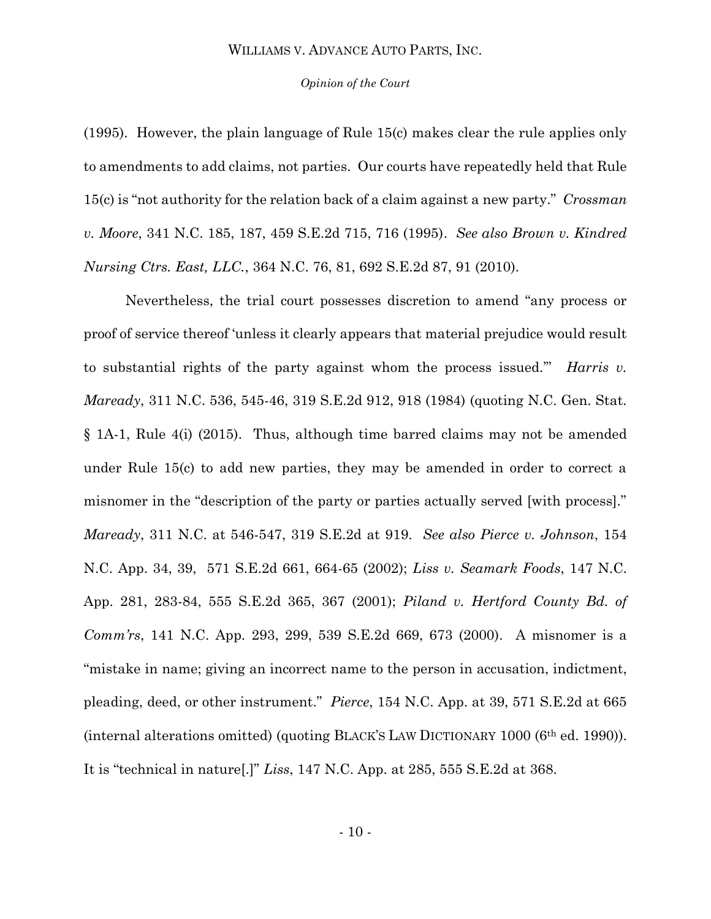(1995). However, the plain language of Rule 15(c) makes clear the rule applies only to amendments to add claims, not parties. Our courts have repeatedly held that Rule 15(c) is "not authority for the relation back of a claim against a new party." *Crossman v. Moore*, 341 N.C. 185, 187, 459 S.E.2d 715, 716 (1995). *See also Brown v. Kindred Nursing Ctrs. East, LLC.*, 364 N.C. 76, 81, 692 S.E.2d 87, 91 (2010).

Nevertheless, the trial court possesses discretion to amend "any process or proof of service thereof 'unless it clearly appears that material prejudice would result to substantial rights of the party against whom the process issued.'" *Harris v. Maready*, 311 N.C. 536, 545-46, 319 S.E.2d 912, 918 (1984) (quoting N.C. Gen. Stat. § 1A-1, Rule 4(i) (2015). Thus, although time barred claims may not be amended under Rule 15(c) to add new parties, they may be amended in order to correct a misnomer in the "description of the party or parties actually served [with process]." *Maready*, 311 N.C. at 546-547, 319 S.E.2d at 919. *See also Pierce v. Johnson*, 154 N.C. App. 34, 39, 571 S.E.2d 661, 664-65 (2002); *Liss v. Seamark Foods*, 147 N.C. App. 281, 283-84, 555 S.E.2d 365, 367 (2001); *Piland v. Hertford County Bd. of Comm'rs*, 141 N.C. App. 293, 299, 539 S.E.2d 669, 673 (2000). A misnomer is a "mistake in name; giving an incorrect name to the person in accusation, indictment, pleading, deed, or other instrument." *Pierce*, 154 N.C. App. at 39, 571 S.E.2d at 665 (internal alterations omitted) (quoting BLACK'S LAW DICTIONARY 1000 (6th ed. 1990)). It is "technical in nature[.]" *Liss*, 147 N.C. App. at 285, 555 S.E.2d at 368.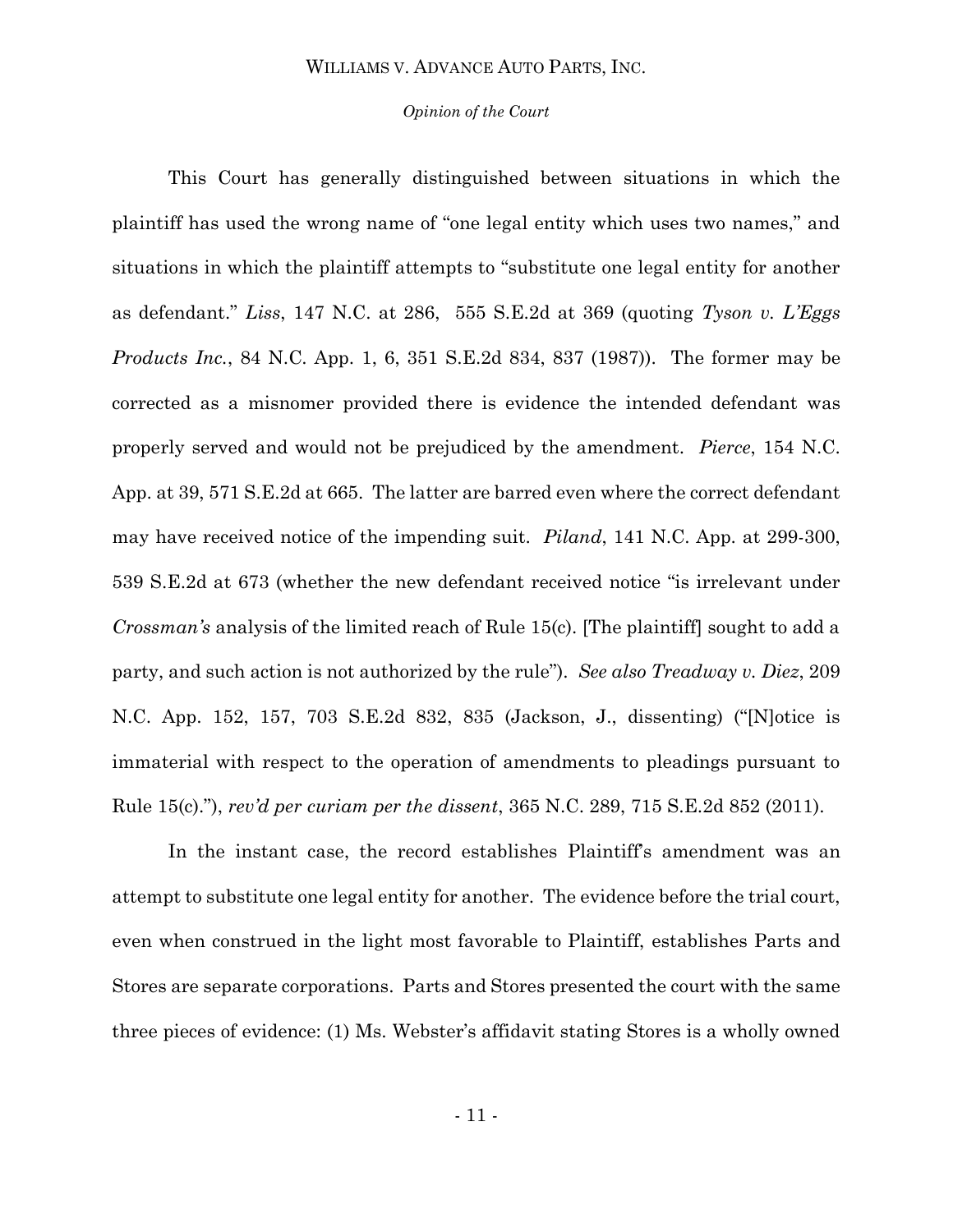This Court has generally distinguished between situations in which the plaintiff has used the wrong name of "one legal entity which uses two names," and situations in which the plaintiff attempts to "substitute one legal entity for another as defendant." *Liss*, 147 N.C. at 286, 555 S.E.2d at 369 (quoting *Tyson v. L'Eggs Products Inc.*, 84 N.C. App. 1, 6, 351 S.E.2d 834, 837 (1987)). The former may be corrected as a misnomer provided there is evidence the intended defendant was properly served and would not be prejudiced by the amendment. *Pierce*, 154 N.C. App. at 39, 571 S.E.2d at 665. The latter are barred even where the correct defendant may have received notice of the impending suit. *Piland*, 141 N.C. App. at 299-300, 539 S.E.2d at 673 (whether the new defendant received notice "is irrelevant under *Crossman's* analysis of the limited reach of Rule 15(c). [The plaintiff] sought to add a party, and such action is not authorized by the rule"). *See also Treadway v. Diez*, 209 N.C. App. 152, 157, 703 S.E.2d 832, 835 (Jackson, J., dissenting) ("[N]otice is immaterial with respect to the operation of amendments to pleadings pursuant to Rule 15(c)."), *rev'd per curiam per the dissent*, 365 N.C. 289, 715 S.E.2d 852 (2011).

In the instant case, the record establishes Plaintiff's amendment was an attempt to substitute one legal entity for another. The evidence before the trial court, even when construed in the light most favorable to Plaintiff, establishes Parts and Stores are separate corporations. Parts and Stores presented the court with the same three pieces of evidence: (1) Ms. Webster's affidavit stating Stores is a wholly owned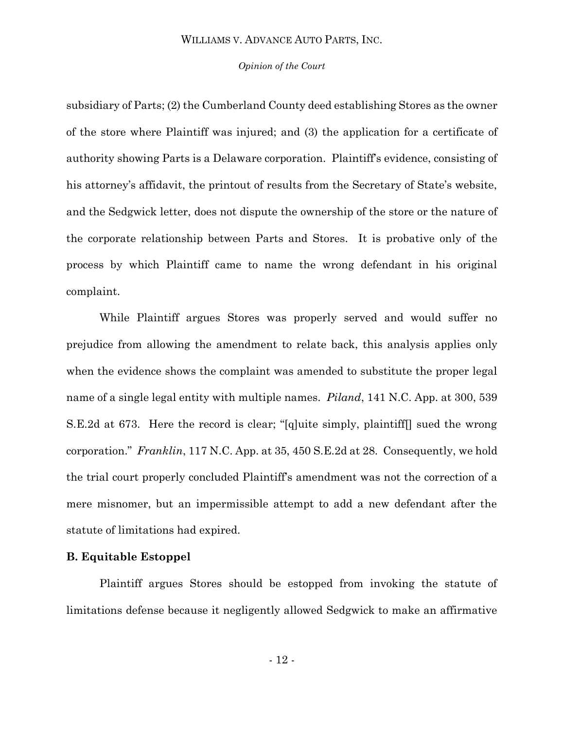subsidiary of Parts; (2) the Cumberland County deed establishing Stores as the owner of the store where Plaintiff was injured; and (3) the application for a certificate of authority showing Parts is a Delaware corporation. Plaintiff's evidence, consisting of his attorney's affidavit, the printout of results from the Secretary of State's website, and the Sedgwick letter, does not dispute the ownership of the store or the nature of the corporate relationship between Parts and Stores. It is probative only of the process by which Plaintiff came to name the wrong defendant in his original complaint.

While Plaintiff argues Stores was properly served and would suffer no prejudice from allowing the amendment to relate back, this analysis applies only when the evidence shows the complaint was amended to substitute the proper legal name of a single legal entity with multiple names. *Piland*, 141 N.C. App. at 300, 539 S.E.2d at 673. Here the record is clear; "[q]uite simply, plaintiff[] sued the wrong corporation." *Franklin*, 117 N.C. App. at 35, 450 S.E.2d at 28. Consequently, we hold the trial court properly concluded Plaintiff's amendment was not the correction of a mere misnomer, but an impermissible attempt to add a new defendant after the statute of limitations had expired.

**B. Equitable Estoppel**

Plaintiff argues Stores should be estopped from invoking the statute of limitations defense because it negligently allowed Sedgwick to make an affirmative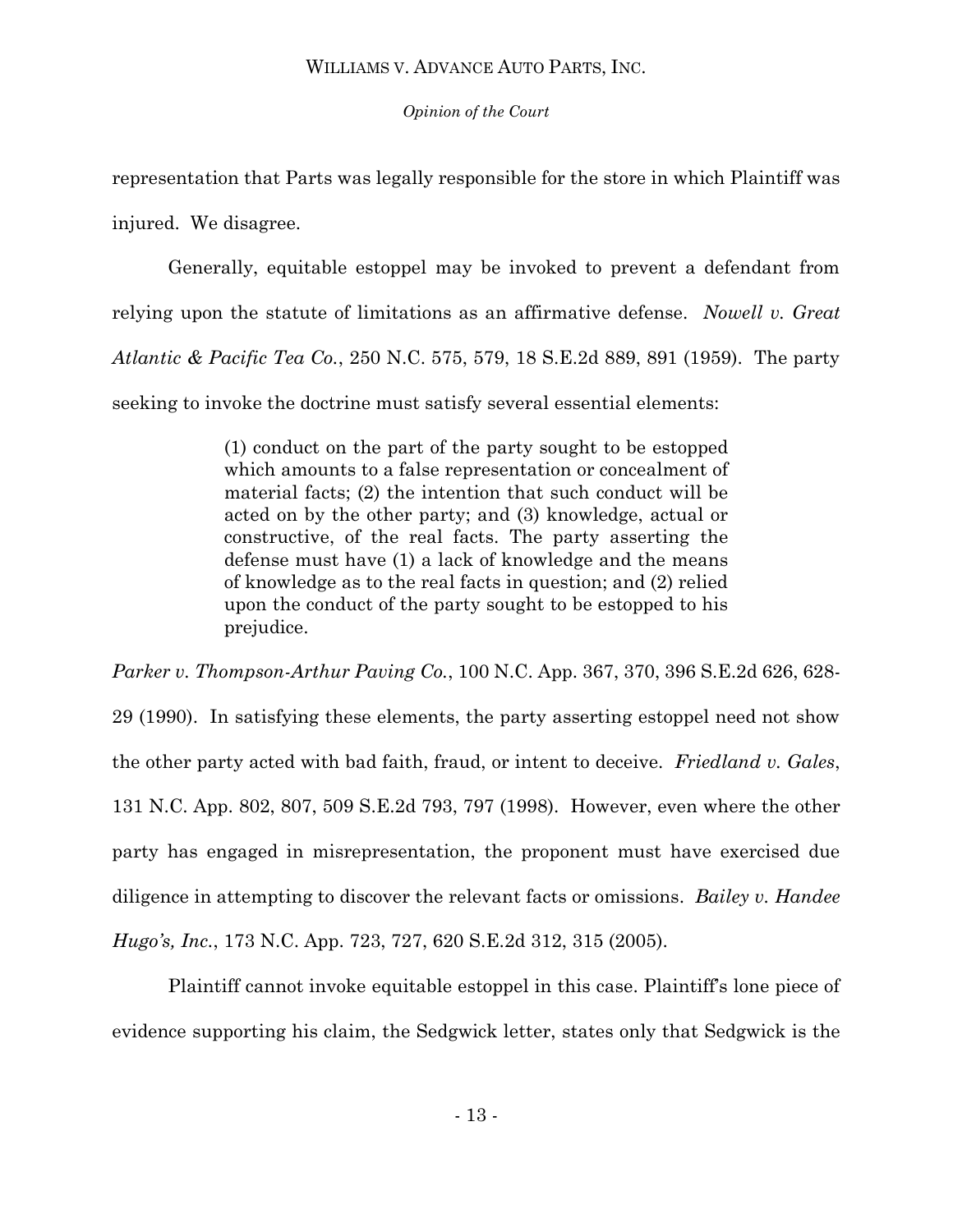representation that Parts was legally responsible for the store in which Plaintiff was injured. We disagree.

Generally, equitable estoppel may be invoked to prevent a defendant from relying upon the statute of limitations as an affirmative defense. *Nowell v. Great Atlantic & Pacific Tea Co.*, 250 N.C. 575, 579, 18 S.E.2d 889, 891 (1959). The party seeking to invoke the doctrine must satisfy several essential elements:

> (1) conduct on the part of the party sought to be estopped which amounts to a false representation or concealment of material facts; (2) the intention that such conduct will be acted on by the other party; and (3) knowledge, actual or constructive, of the real facts. The party asserting the defense must have (1) a lack of knowledge and the means of knowledge as to the real facts in question; and (2) relied upon the conduct of the party sought to be estopped to his prejudice.

*Parker v. Thompson-Arthur Paving Co.*, 100 N.C. App. 367, 370, 396 S.E.2d 626, 628-29 (1990). In satisfying these elements, the party asserting estoppel need not show the other party acted with bad faith, fraud, or intent to deceive. *Friedland v. Gales*, 131 N.C. App. 802, 807, 509 S.E.2d 793, 797 (1998). However, even where the other party has engaged in misrepresentation, the proponent must have exercised due diligence in attempting to discover the relevant facts or omissions. *Bailey v. Handee Hugo's, Inc.*, 173 N.C. App. 723, 727, 620 S.E.2d 312, 315 (2005).

Plaintiff cannot invoke equitable estoppel in this case. Plaintiff's lone piece of evidence supporting his claim, the Sedgwick letter, states only that Sedgwick is the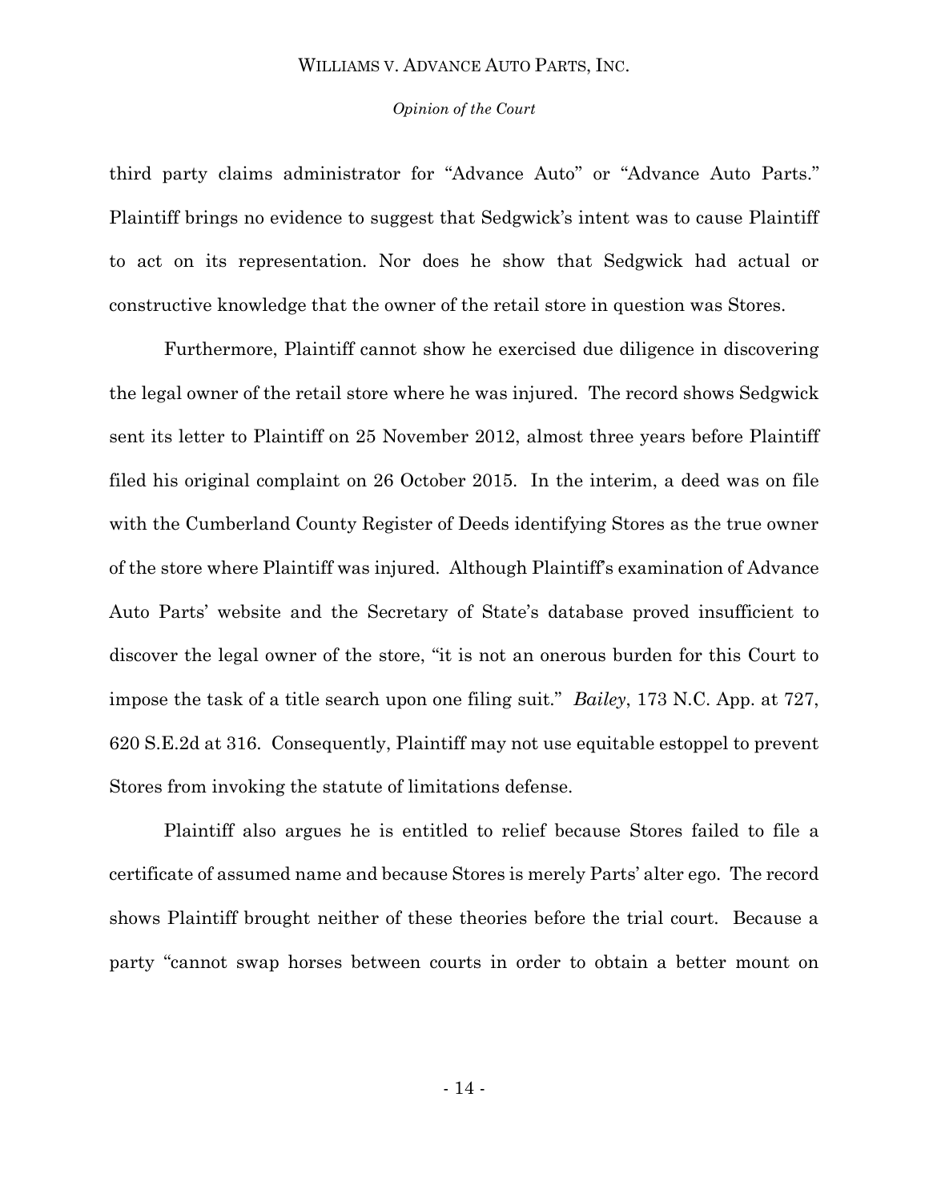third party claims administrator for "Advance Auto" or "Advance Auto Parts." Plaintiff brings no evidence to suggest that Sedgwick's intent was to cause Plaintiff to act on its representation. Nor does he show that Sedgwick had actual or constructive knowledge that the owner of the retail store in question was Stores.

Furthermore, Plaintiff cannot show he exercised due diligence in discovering the legal owner of the retail store where he was injured. The record shows Sedgwick sent its letter to Plaintiff on 25 November 2012, almost three years before Plaintiff filed his original complaint on 26 October 2015. In the interim, a deed was on file with the Cumberland County Register of Deeds identifying Stores as the true owner of the store where Plaintiff was injured. Although Plaintiff's examination of Advance Auto Parts' website and the Secretary of State's database proved insufficient to discover the legal owner of the store, "it is not an onerous burden for this Court to impose the task of a title search upon one filing suit." *Bailey*, 173 N.C. App. at 727, 620 S.E.2d at 316. Consequently, Plaintiff may not use equitable estoppel to prevent Stores from invoking the statute of limitations defense.

Plaintiff also argues he is entitled to relief because Stores failed to file a certificate of assumed name and because Stores is merely Parts' alter ego. The record shows Plaintiff brought neither of these theories before the trial court. Because a party "cannot swap horses between courts in order to obtain a better mount on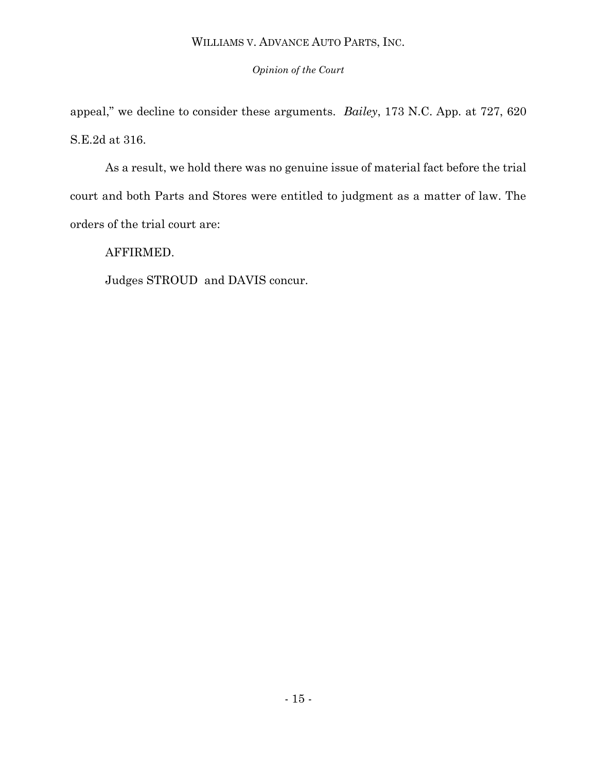appeal," we decline to consider these arguments. *Bailey*, 173 N.C. App. at 727, 620 S.E.2d at 316.

As a result, we hold there was no genuine issue of material fact before the trial court and both Parts and Stores were entitled to judgment as a matter of law. The orders of the trial court are:

AFFIRMED.

Judges STROUD and DAVIS concur.